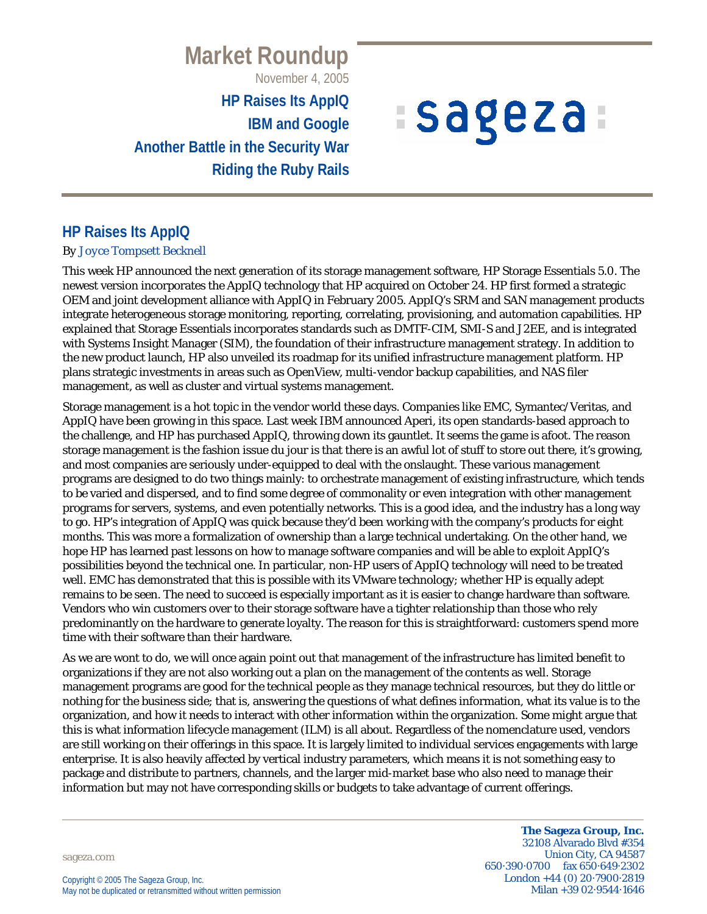# Market Roundup

November 4, 2005

**HP Raises Its AppIQ**
**IBM and Google**
**Another Battle in the Security War**
**Riding the Ruby Rails**

## HP Raises Its AppIQ

By Joyce Tompsett Becknell

This week HP announced the next generation of its storage management software, HP Storage Essentials 5.0. The newest version incorporates the AppIQ technology that HP acquired on October 24. HP first formed a strategic OEM and joint development alliance with AppIQ in February 2005. AppIQ's SRM and SAN management products integrate heterogeneous storage monitoring, reporting, correlating, provisioning, and automation capabilities. HP explained that Storage Essentials incorporates standards such as DMTF-CIM, SMI-S and J2EE, and is integrated with Systems Insight Manager (SIM), the foundation of their infrastructure management strategy. In addition to the new product launch, HP also unveiled its roadmap for its unified infrastructure management platform. HP plans strategic investments in areas such as OpenView, multi-vendor backup capabilities, and NAS filer management, as well as cluster and virtual systems management.

Storage management is a hot topic in the vendor world these days. Companies like EMC, Symantec/Veritas, and AppIQ have been growing in this space. Last week IBM announced Aperi, its open standards-based approach to the challenge, and HP has purchased AppIQ, throwing down its gauntlet. It seems the game is afoot. The reason storage management is the fashion issue du jour is that there is an awful lot of stuff to store out there, it's growing, and most companies are seriously under-equipped to deal with the onslaught. These various management programs are designed to do two things mainly: to orchestrate management of existing infrastructure, which tends to be varied and dispersed, and to find some degree of commonality or even integration with other management programs for servers, systems, and even potentially networks. This is a good idea, and the industry has a long way to go. HP's integration of AppIQ was quick because they'd been working with the company's products for eight months. This was more a formalization of ownership than a large technical undertaking. On the other hand, we hope HP has learned past lessons on how to manage software companies and will be able to exploit AppIQ's possibilities beyond the technical one. In particular, non-HP users of AppIQ technology will need to be treated well. EMC has demonstrated that this is possible with its VMware technology; whether HP is equally adept remains to be seen. The need to succeed is especially important as it is easier to change hardware than software. Vendors who win customers over to their storage software have a tighter relationship than those who rely predominantly on the hardware to generate loyalty. The reason for this is straightforward: customers spend more time with their software than their hardware.

As we are wont to do, we will once again point out that management of the infrastructure has limited benefit to organizations if they are not also working out a plan on the management of the contents as well. Storage management programs are good for the technical people as they manage technical resources, but they do little or nothing for the business side; that is, answering the questions of what defines information, what its value is to the organization, and how it needs to interact with other information within the organization. Some might argue that this is what information lifecycle management (ILM) is all about. Regardless of the nomenclature used, vendors are still working on their offerings in this space. It is largely limited to individual services engagements with large enterprise. It is also heavily affected by vertical industry parameters, which means it is not something easy to package and distribute to partners, channels, and the larger mid-market base who also need to manage their information but may not have corresponding skills or budgets to take advantage of current offerings.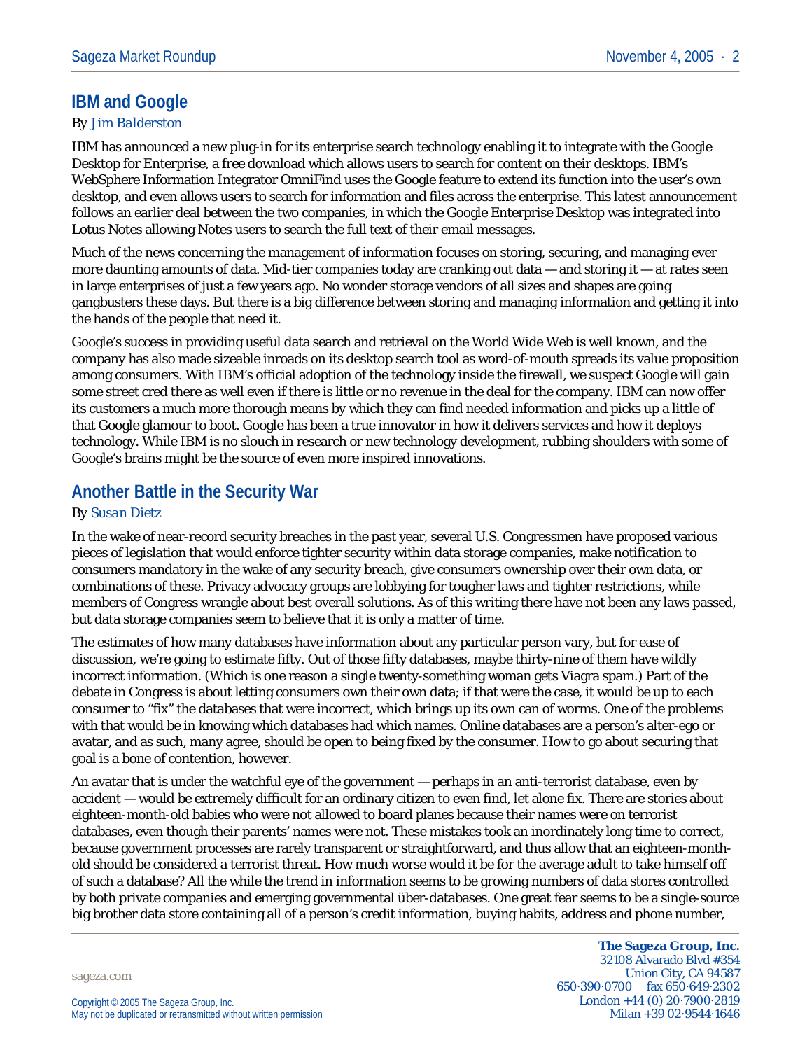## IBM and Google

By *Jim Balderston*

IBM has announced a new plug-in for its enterprise search technology enabling it to integrate with the Google Desktop for Enterprise, a free download which allows users to search for content on their desktops. IBM's WebSphere Information Integrator OmniFind uses the Google feature to extend its function into the user's own desktop, and even allows users to search for information and files across the enterprise. This latest announcement follows an earlier deal between the two companies, in which the Google Enterprise Desktop was integrated into Lotus Notes allowing Notes users to search the full text of their email messages.

Much of the news concerning the management of information focuses on storing, securing, and managing ever more daunting amounts of data. Mid-tier companies today are cranking out data — and storing it — at rates seen in large enterprises of just a few years ago. No wonder storage vendors of all sizes and shapes are going gangbusters these days. But there is a big difference between storing and managing information and getting it into the hands of the people that need it.

Google's success in providing useful data search and retrieval on the World Wide Web is well known, and the company has also made sizeable inroads on its desktop search tool as word-of-mouth spreads its value proposition among consumers. With IBM's official adoption of the technology inside the firewall, we suspect Google will gain some street cred there as well even if there is little or no revenue in the deal for the company. IBM can now offer its customers a much more thorough means by which they can find needed information and picks up a little of that Google glamour to boot. Google has been a true innovator in how it delivers services and how it deploys technology. While IBM is no slouch in research or new technology development, rubbing shoulders with some of Google's brains might be the source of even more inspired innovations.

## Another Battle in the Security War

By *Susan Dietz*

In the wake of near-record security breaches in the past year, several U.S. Congressmen have proposed various pieces of legislation that would enforce tighter security within data storage companies, make notification to consumers mandatory in the wake of any security breach, give consumers ownership over their own data, or combinations of these. Privacy advocacy groups are lobbying for tougher laws and tighter restrictions, while members of Congress wrangle about best overall solutions. As of this writing there have not been any laws passed, but data storage companies seem to believe that it is only a matter of time.

The estimates of how many databases have information about any particular person vary, but for ease of discussion, we're going to estimate fifty. Out of those fifty databases, maybe thirty-nine of them have wildly incorrect information. (Which is one reason a single twenty-something woman gets Viagra spam.) Part of the debate in Congress is about letting consumers own their own data; if that were the case, it would be up to each consumer to "fix" the databases that were incorrect, which brings up its own can of worms. One of the problems with that would be in knowing which databases had which names. Online databases are a person's alter-ego or avatar, and as such, many agree, should be open to being fixed by the consumer. How to go about securing that goal is a bone of contention, however.

An avatar that is under the watchful eye of the government — perhaps in an anti-terrorist database, even by accident — would be extremely difficult for an ordinary citizen to even find, let alone fix. There are stories about eighteen-month-old babies who were not allowed to board planes because their names were on terrorist databases, even though their parents' names were not. These mistakes took an inordinately long time to correct, because government processes are rarely transparent or straightforward, and thus allow that an eighteen-month-old should be considered a terrorist threat. How much worse would it be for the average adult to take himself off of such a database? All the while the trend in information seems to be growing numbers of data stores controlled by both private companies and emerging governmental über-databases. One great fear seems to be a single-source big brother data store containing all of a person's credit information, buying habits, address and phone number,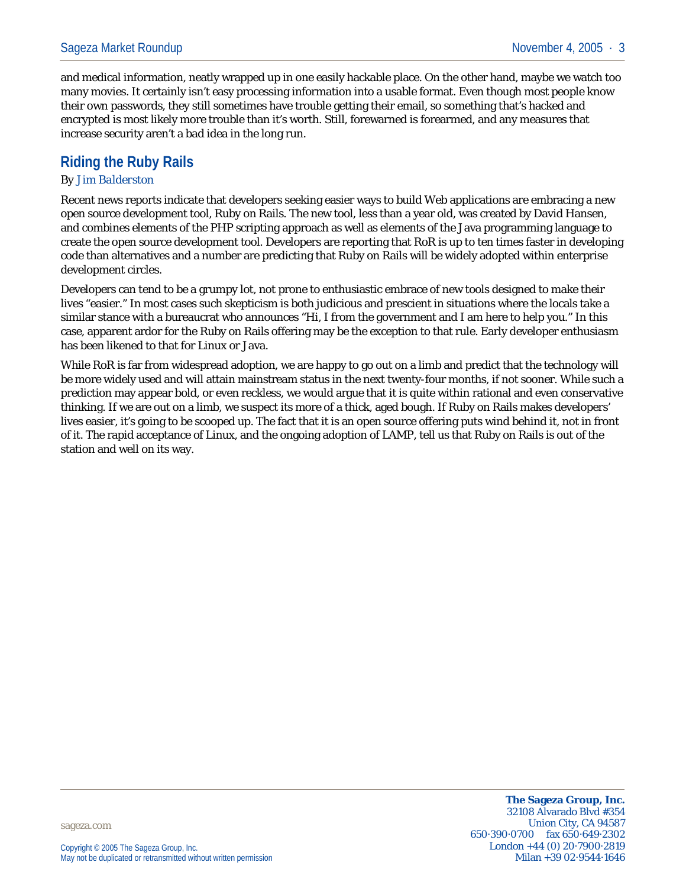and medical information, neatly wrapped up in one easily hackable place. On the other hand, maybe we watch too many movies. It certainly isn't easy processing information into a usable format. Even though most people know their own passwords, they still sometimes have trouble getting their email, so something that's hacked and encrypted is most likely more trouble than it's worth. Still, forewarned is forearmed, and any measures that increase security aren't a bad idea in the long run.

## Riding the Ruby Rails

By Jim Balderston

Recent news reports indicate that developers seeking easier ways to build Web applications are embracing a new open source development tool, Ruby on Rails. The new tool, less than a year old, was created by David Hansen, and combines elements of the PHP scripting approach as well as elements of the Java programming language to create the open source development tool. Developers are reporting that RoR is up to ten times faster in developing code than alternatives and a number are predicting that Ruby on Rails will be widely adopted within enterprise development circles.

Developers can tend to be a grumpy lot, not prone to enthusiastic embrace of new tools designed to make their lives "easier." In most cases such skepticism is both judicious and prescient in situations where the locals take a similar stance with a bureaucrat who announces "Hi, I from the government and I am here to help you." In this case, apparent ardor for the Ruby on Rails offering may be the exception to that rule. Early developer enthusiasm has been likened to that for Linux or Java.

While RoR is far from widespread adoption, we are happy to go out on a limb and predict that the technology will be more widely used and will attain mainstream status in the next twenty-four months, if not sooner. While such a prediction may appear bold, or even reckless, we would argue that it is quite within rational and even conservative thinking. If we are out on a limb, we suspect its more of a thick, aged bough. If Ruby on Rails makes developers' lives easier, it's going to be scooped up. The fact that it is an open source offering puts wind behind it, not in front of it. The rapid acceptance of Linux, and the ongoing adoption of LAMP, tell us that Ruby on Rails is out of the station and well on its way.

sageza.com

Copyright © 2005 The Sageza Group, Inc.
May not be duplicated or retransmitted without written permission

**The Sageza Group, Inc.**
32108 Alvarado Blvd #354
Union City, CA 94587
650·390·0700 fax 650·649·2302
London +44 (0) 20·7900·2819
Milan +39 02·9544·1646